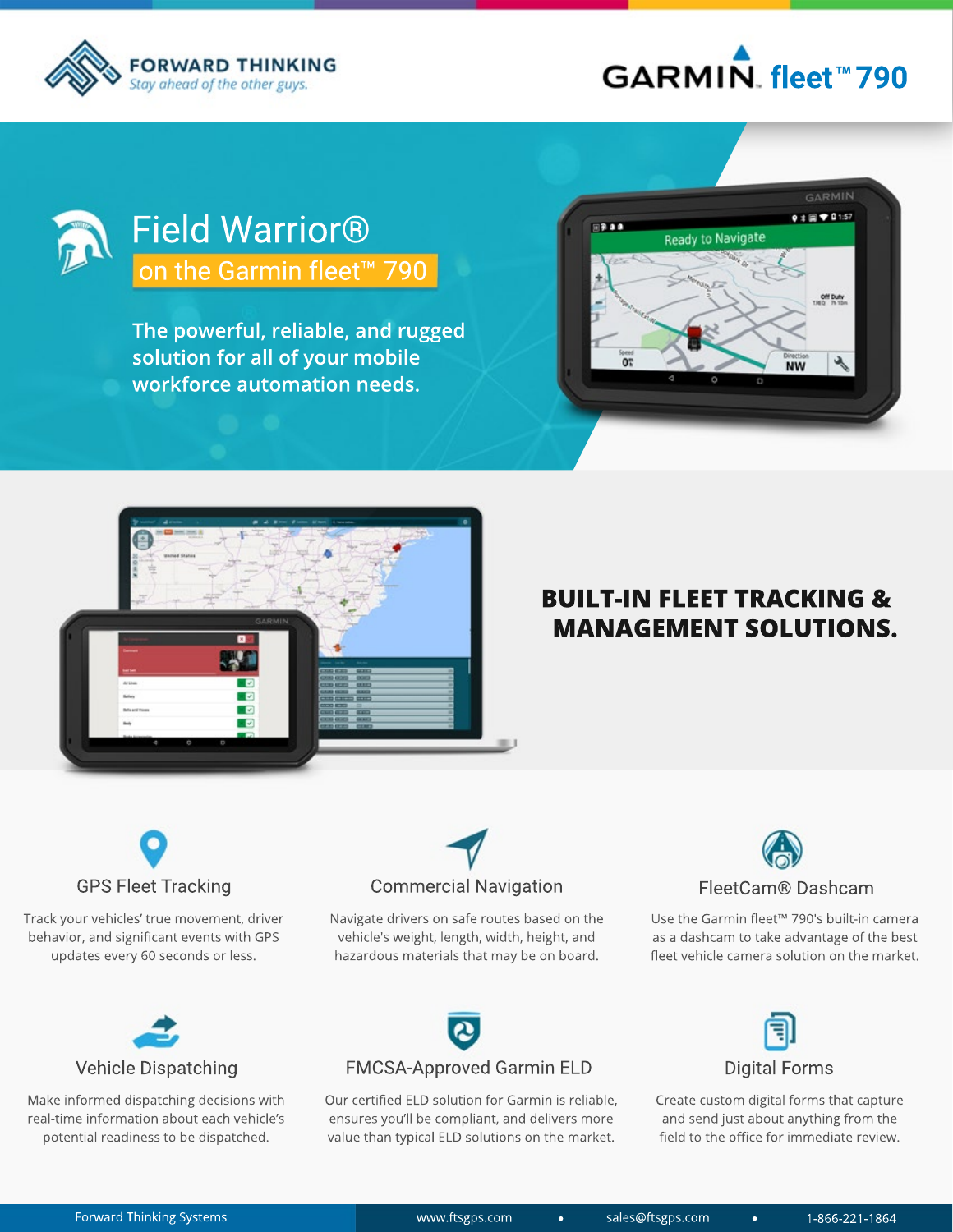FORWARD THINKING
*Stay ahead of the other guys.*

GARMIN. fleet™ 790

# Field Warrior®

## on the Garmin fleet™ 790

The powerful, reliable, and rugged solution for all of your mobile workforce automation needs.

## BUILT-IN FLEET TRACKING & MANAGEMENT SOLUTIONS.

### GPS Fleet Tracking

Track your vehicles' true movement, driver behavior, and significant events with GPS updates every 60 seconds or less.

### Commercial Navigation

Navigate drivers on safe routes based on the vehicle's weight, length, width, height, and hazardous materials that may be on board.

### FleetCam® Dashcam

Use the Garmin fleet™ 790's built-in camera as a dashcam to take advantage of the best fleet vehicle camera solution on the market.

### Vehicle Dispatching

Make informed dispatching decisions with real-time information about each vehicle's potential readiness to be dispatched.

### FMCSA-Approved Garmin ELD

Our certified ELD solution for Garmin is reliable, ensures you'll be compliant, and delivers more value than typical ELD solutions on the market.

### Digital Forms

Create custom digital forms that capture and send just about anything from the field to the office for immediate review.

Forward Thinking Systems | www.ftsgps.com • sales@ftsgps.com • 1-866-221-1864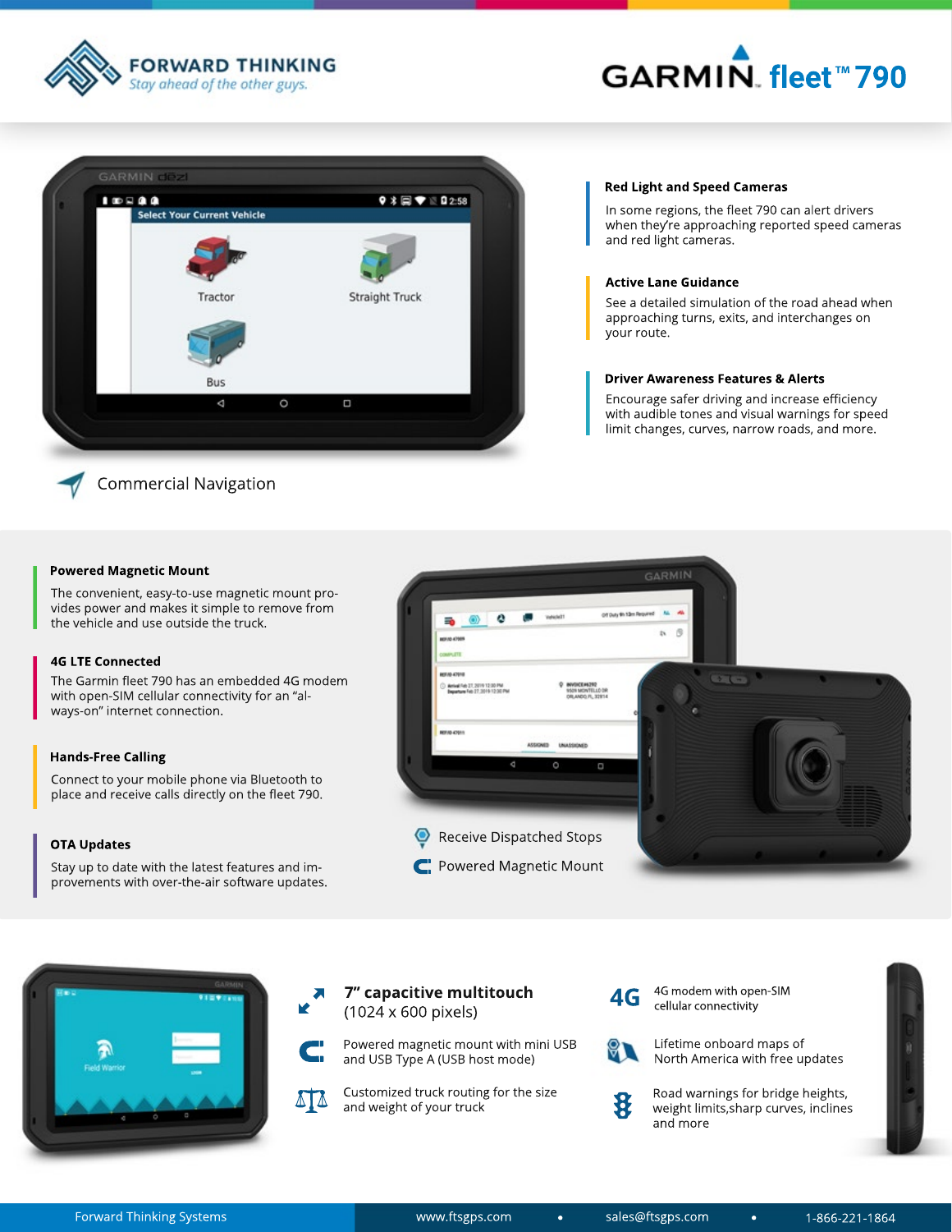FORWARD THINKING
*Stay ahead of the other guys.*

GARMIN. fleet™ 790

Commercial Navigation

### Red Light and Speed Cameras

In some regions, the fleet 790 can alert drivers when they're approaching reported speed cameras and red light cameras.

### Active Lane Guidance

See a detailed simulation of the road ahead when approaching turns, exits, and interchanges on your route.

### Driver Awareness Features & Alerts

Encourage safer driving and increase efficiency with audible tones and visual warnings for speed limit changes, curves, narrow roads, and more.

### Powered Magnetic Mount

The convenient, easy-to-use magnetic mount provides power and makes it simple to remove from the vehicle and use outside the truck.

### 4G LTE Connected

The Garmin fleet 790 has an embedded 4G modem with open-SIM cellular connectivity for an "always-on" internet connection.

### Hands-Free Calling

Connect to your mobile phone via Bluetooth to place and receive calls directly on the fleet 790.

### OTA Updates

Stay up to date with the latest features and improvements with over-the-air software updates.

Receive Dispatched Stops

Powered Magnetic Mount

- **7" capacitive multitouch** (1024 x 600 pixels)
- Powered magnetic mount with mini USB and USB Type A (USB host mode)
- Customized truck routing for the size and weight of your truck
- 4G modem with open-SIM cellular connectivity
- Lifetime onboard maps of North America with free updates
- Road warnings for bridge heights, weight limits,sharp curves, inclines and more

Forward Thinking Systems | www.ftsgps.com • sales@ftsgps.com • 1-866-221-1864